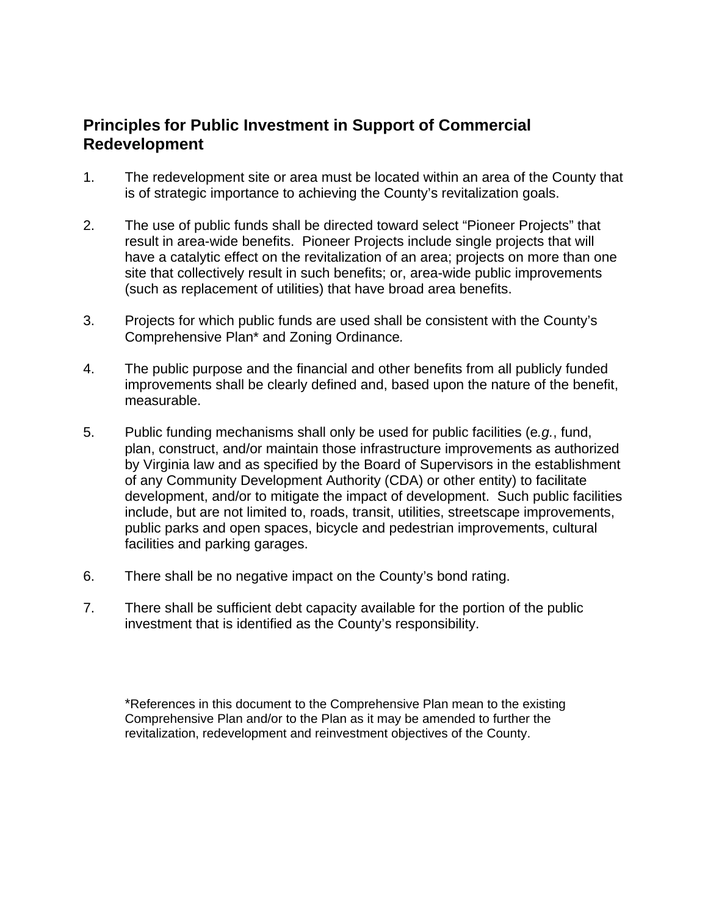## Principles for Public Investment in Support of Commercial Redevelopment

1. The redevelopment site or area must be located within an area of the County that is of strategic importance to achieving the County's revitalization goals.

2. The use of public funds shall be directed toward select "Pioneer Projects" that result in area-wide benefits. Pioneer Projects include single projects that will have a catalytic effect on the revitalization of an area; projects on more than one site that collectively result in such benefits; or, area-wide public improvements (such as replacement of utilities) that have broad area benefits.

3. Projects for which public funds are used shall be consistent with the County's Comprehensive Plan* and Zoning Ordinance.

4. The public purpose and the financial and other benefits from all publicly funded improvements shall be clearly defined and, based upon the nature of the benefit, measurable.

5. Public funding mechanisms shall only be used for public facilities (*e.g.*, fund, plan, construct, and/or maintain those infrastructure improvements as authorized by Virginia law and as specified by the Board of Supervisors in the establishment of any Community Development Authority (CDA) or other entity) to facilitate development, and/or to mitigate the impact of development. Such public facilities include, but are not limited to, roads, transit, utilities, streetscape improvements, public parks and open spaces, bicycle and pedestrian improvements, cultural facilities and parking garages.

6. There shall be no negative impact on the County's bond rating.

7. There shall be sufficient debt capacity available for the portion of the public investment that is identified as the County's responsibility.

*References in this document to the Comprehensive Plan mean to the existing Comprehensive Plan and/or to the Plan as it may be amended to further the revitalization, redevelopment and reinvestment objectives of the County.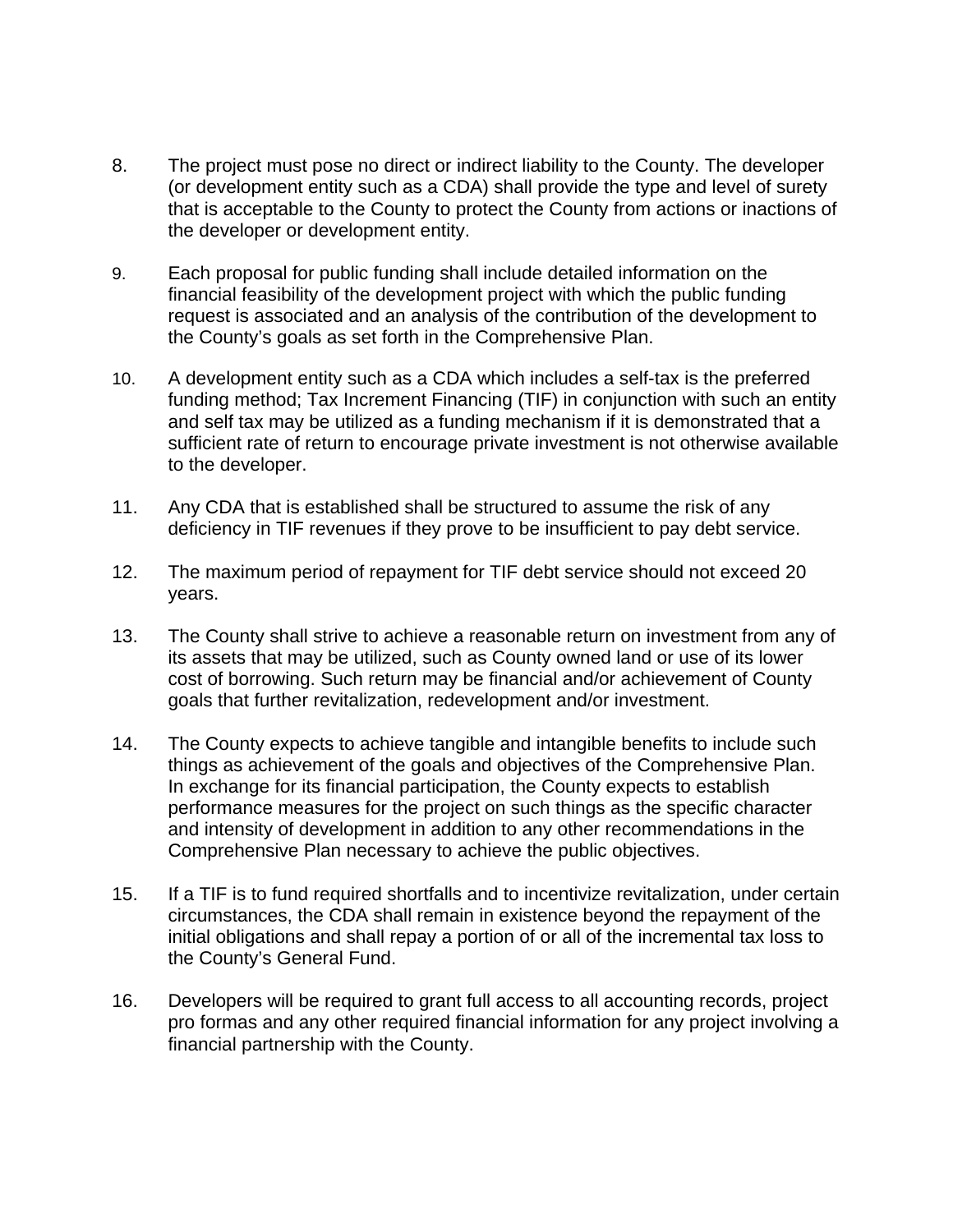8. The project must pose no direct or indirect liability to the County. The developer (or development entity such as a CDA) shall provide the type and level of surety that is acceptable to the County to protect the County from actions or inactions of the developer or development entity.

9. Each proposal for public funding shall include detailed information on the financial feasibility of the development project with which the public funding request is associated and an analysis of the contribution of the development to the County's goals as set forth in the Comprehensive Plan.

10. A development entity such as a CDA which includes a self-tax is the preferred funding method; Tax Increment Financing (TIF) in conjunction with such an entity and self tax may be utilized as a funding mechanism if it is demonstrated that a sufficient rate of return to encourage private investment is not otherwise available to the developer.

11. Any CDA that is established shall be structured to assume the risk of any deficiency in TIF revenues if they prove to be insufficient to pay debt service.

12. The maximum period of repayment for TIF debt service should not exceed 20 years.

13. The County shall strive to achieve a reasonable return on investment from any of its assets that may be utilized, such as County owned land or use of its lower cost of borrowing. Such return may be financial and/or achievement of County goals that further revitalization, redevelopment and/or investment.

14. The County expects to achieve tangible and intangible benefits to include such things as achievement of the goals and objectives of the Comprehensive Plan. In exchange for its financial participation, the County expects to establish performance measures for the project on such things as the specific character and intensity of development in addition to any other recommendations in the Comprehensive Plan necessary to achieve the public objectives.

15. If a TIF is to fund required shortfalls and to incentivize revitalization, under certain circumstances, the CDA shall remain in existence beyond the repayment of the initial obligations and shall repay a portion of or all of the incremental tax loss to the County's General Fund.

16. Developers will be required to grant full access to all accounting records, project pro formas and any other required financial information for any project involving a financial partnership with the County.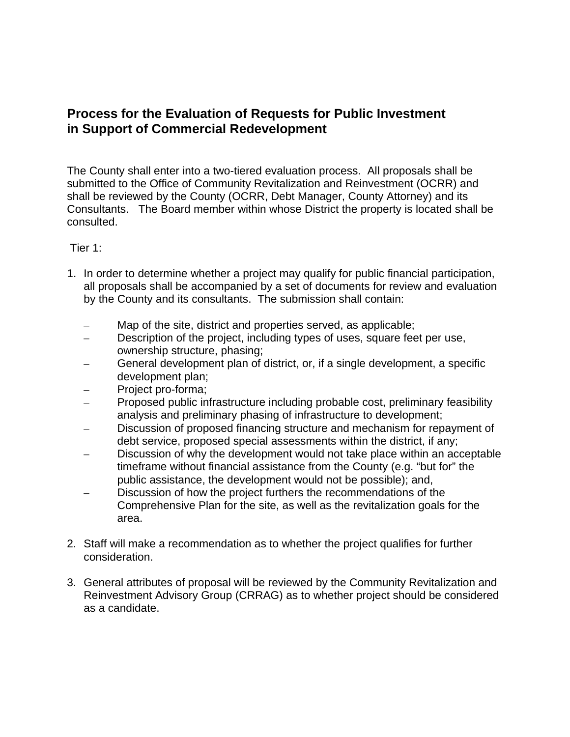## Process for the Evaluation of Requests for Public Investment in Support of Commercial Redevelopment

The County shall enter into a two-tiered evaluation process. All proposals shall be submitted to the Office of Community Revitalization and Reinvestment (OCRR) and shall be reviewed by the County (OCRR, Debt Manager, County Attorney) and its Consultants. The Board member within whose District the property is located shall be consulted.

Tier 1:

1. In order to determine whether a project may qualify for public financial participation, all proposals shall be accompanied by a set of documents for review and evaluation by the County and its consultants. The submission shall contain:

   - Map of the site, district and properties served, as applicable;
   - Description of the project, including types of uses, square feet per use, ownership structure, phasing;
   - General development plan of district, or, if a single development, a specific development plan;
   - Project pro-forma;
   - Proposed public infrastructure including probable cost, preliminary feasibility analysis and preliminary phasing of infrastructure to development;
   - Discussion of proposed financing structure and mechanism for repayment of debt service, proposed special assessments within the district, if any;
   - Discussion of why the development would not take place within an acceptable timeframe without financial assistance from the County (e.g. "but for" the public assistance, the development would not be possible); and,
   - Discussion of how the project furthers the recommendations of the Comprehensive Plan for the site, as well as the revitalization goals for the area.

2. Staff will make a recommendation as to whether the project qualifies for further consideration.

3. General attributes of proposal will be reviewed by the Community Revitalization and Reinvestment Advisory Group (CRRAG) as to whether project should be considered as a candidate.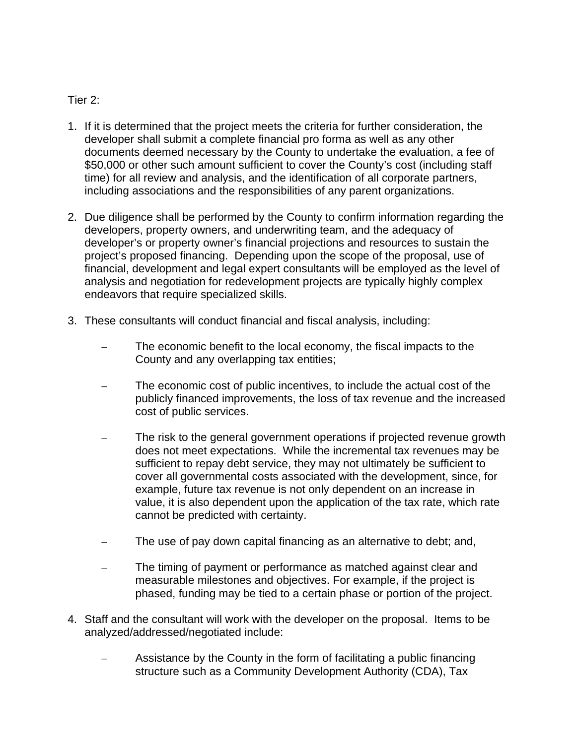Tier 2:

1. If it is determined that the project meets the criteria for further consideration, the developer shall submit a complete financial pro forma as well as any other documents deemed necessary by the County to undertake the evaluation, a fee of $50,000 or other such amount sufficient to cover the County's cost (including staff time) for all review and analysis, and the identification of all corporate partners, including associations and the responsibilities of any parent organizations.

2. Due diligence shall be performed by the County to confirm information regarding the developers, property owners, and underwriting team, and the adequacy of developer's or property owner's financial projections and resources to sustain the project's proposed financing. Depending upon the scope of the proposal, use of financial, development and legal expert consultants will be employed as the level of analysis and negotiation for redevelopment projects are typically highly complex endeavors that require specialized skills.

3. These consultants will conduct financial and fiscal analysis, including:

   – The economic benefit to the local economy, the fiscal impacts to the County and any overlapping tax entities;

   – The economic cost of public incentives, to include the actual cost of the publicly financed improvements, the loss of tax revenue and the increased cost of public services.

   – The risk to the general government operations if projected revenue growth does not meet expectations. While the incremental tax revenues may be sufficient to repay debt service, they may not ultimately be sufficient to cover all governmental costs associated with the development, since, for example, future tax revenue is not only dependent on an increase in value, it is also dependent upon the application of the tax rate, which rate cannot be predicted with certainty.

   – The use of pay down capital financing as an alternative to debt; and,

   – The timing of payment or performance as matched against clear and measurable milestones and objectives. For example, if the project is phased, funding may be tied to a certain phase or portion of the project.

4. Staff and the consultant will work with the developer on the proposal. Items to be analyzed/addressed/negotiated include:

   – Assistance by the County in the form of facilitating a public financing structure such as a Community Development Authority (CDA), Tax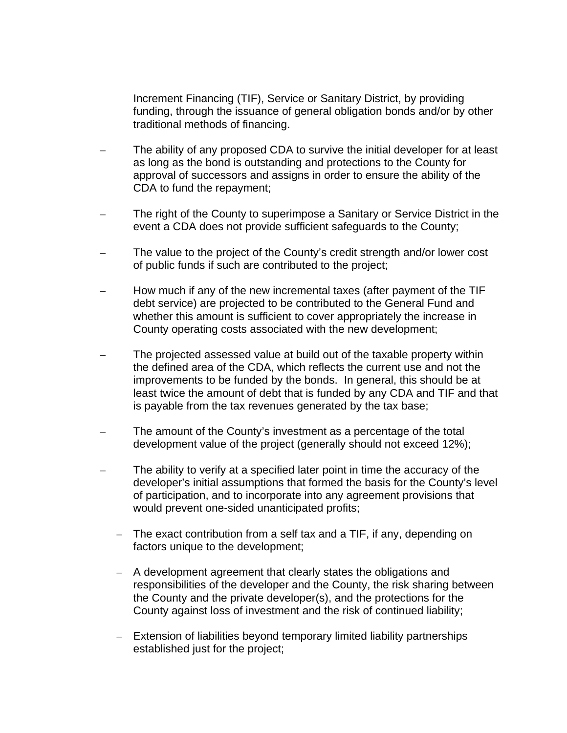Increment Financing (TIF), Service or Sanitary District, by providing funding, through the issuance of general obligation bonds and/or by other traditional methods of financing.

- The ability of any proposed CDA to survive the initial developer for at least as long as the bond is outstanding and protections to the County for approval of successors and assigns in order to ensure the ability of the CDA to fund the repayment;
- The right of the County to superimpose a Sanitary or Service District in the event a CDA does not provide sufficient safeguards to the County;
- The value to the project of the County's credit strength and/or lower cost of public funds if such are contributed to the project;
- How much if any of the new incremental taxes (after payment of the TIF debt service) are projected to be contributed to the General Fund and whether this amount is sufficient to cover appropriately the increase in County operating costs associated with the new development;
- The projected assessed value at build out of the taxable property within the defined area of the CDA, which reflects the current use and not the improvements to be funded by the bonds. In general, this should be at least twice the amount of debt that is funded by any CDA and TIF and that is payable from the tax revenues generated by the tax base;
- The amount of the County's investment as a percentage of the total development value of the project (generally should not exceed 12%);
- The ability to verify at a specified later point in time the accuracy of the developer's initial assumptions that formed the basis for the County's level of participation, and to incorporate into any agreement provisions that would prevent one-sided unanticipated profits;
- The exact contribution from a self tax and a TIF, if any, depending on factors unique to the development;
- A development agreement that clearly states the obligations and responsibilities of the developer and the County, the risk sharing between the County and the private developer(s), and the protections for the County against loss of investment and the risk of continued liability;
- Extension of liabilities beyond temporary limited liability partnerships established just for the project;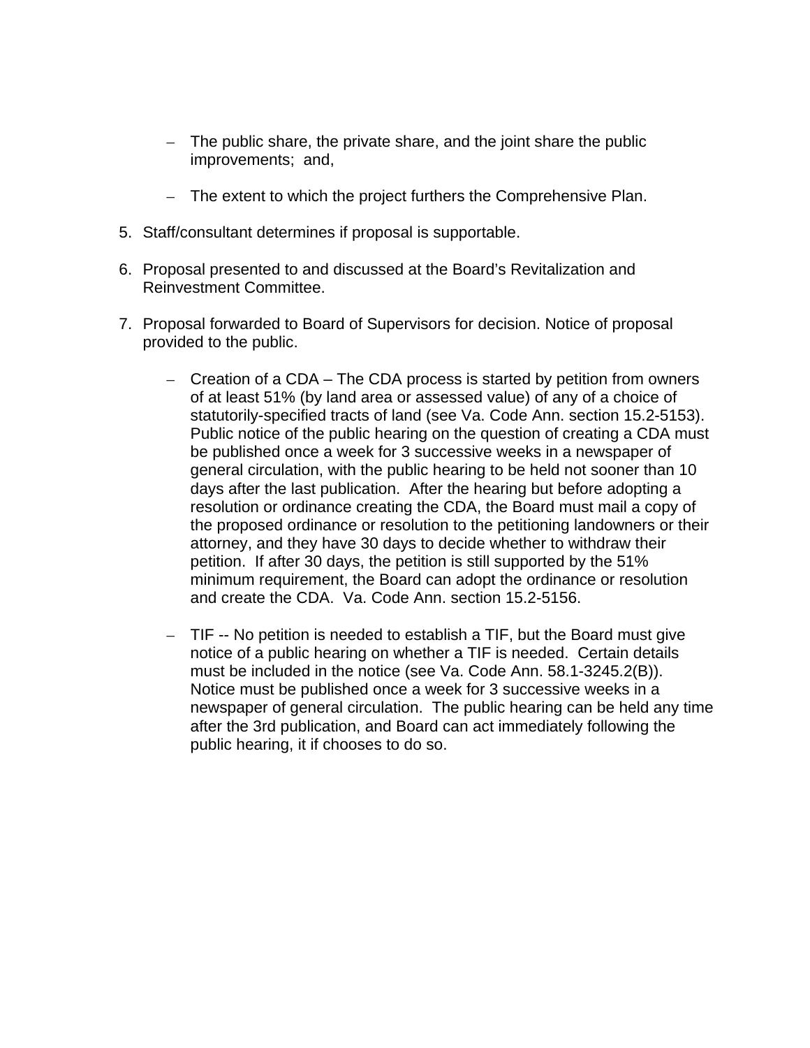- The public share, the private share, and the joint share the public improvements;  and,

- The extent to which the project furthers the Comprehensive Plan.

5. Staff/consultant determines if proposal is supportable.

6. Proposal presented to and discussed at the Board's Revitalization and Reinvestment Committee.

7. Proposal forwarded to Board of Supervisors for decision. Notice of proposal provided to the public.

   - Creation of a CDA – The CDA process is started by petition from owners of at least 51% (by land area or assessed value) of any of a choice of statutorily-specified tracts of land (see Va. Code Ann. section 15.2-5153). Public notice of the public hearing on the question of creating a CDA must be published once a week for 3 successive weeks in a newspaper of general circulation, with the public hearing to be held not sooner than 10 days after the last publication.  After the hearing but before adopting a resolution or ordinance creating the CDA, the Board must mail a copy of the proposed ordinance or resolution to the petitioning landowners or their attorney, and they have 30 days to decide whether to withdraw their petition.  If after 30 days, the petition is still supported by the 51% minimum requirement, the Board can adopt the ordinance or resolution and create the CDA.  Va. Code Ann. section 15.2-5156.

   - TIF -- No petition is needed to establish a TIF, but the Board must give notice of a public hearing on whether a TIF is needed.  Certain details must be included in the notice (see Va. Code Ann. 58.1-3245.2(B)). Notice must be published once a week for 3 successive weeks in a newspaper of general circulation.  The public hearing can be held any time after the 3rd publication, and Board can act immediately following the public hearing, it if chooses to do so.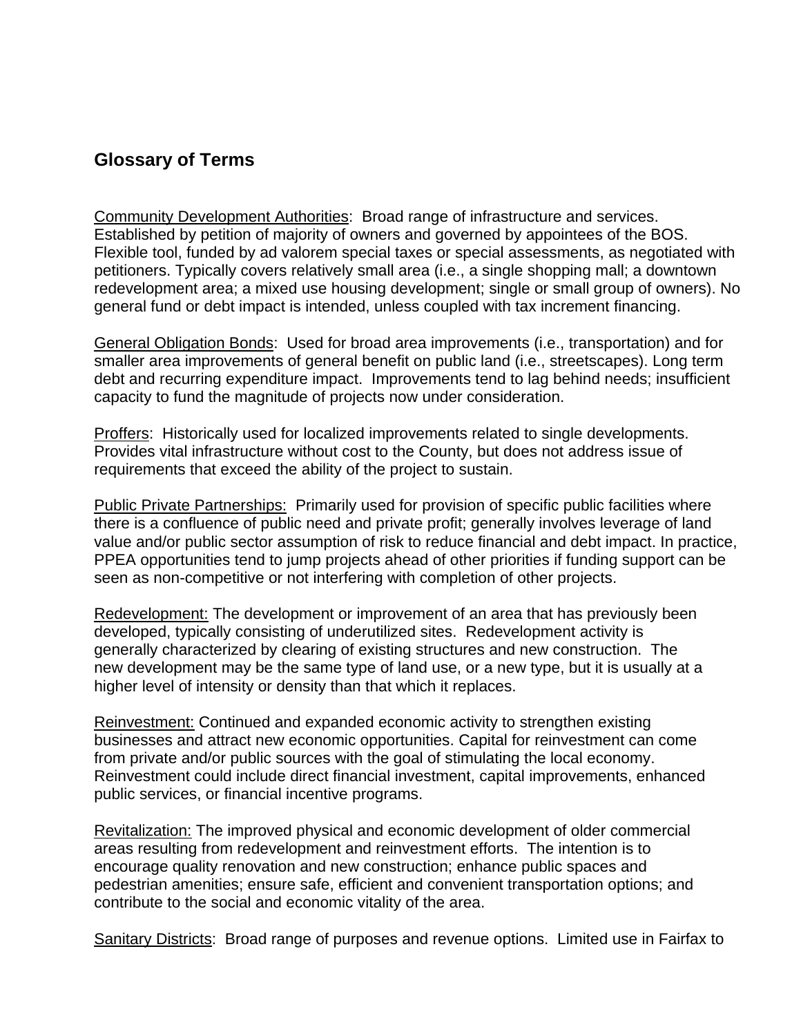## Glossary of Terms

Community Development Authorities: Broad range of infrastructure and services. Established by petition of majority of owners and governed by appointees of the BOS. Flexible tool, funded by ad valorem special taxes or special assessments, as negotiated with petitioners. Typically covers relatively small area (i.e., a single shopping mall; a downtown redevelopment area; a mixed use housing development; single or small group of owners). No general fund or debt impact is intended, unless coupled with tax increment financing.

General Obligation Bonds: Used for broad area improvements (i.e., transportation) and for smaller area improvements of general benefit on public land (i.e., streetscapes). Long term debt and recurring expenditure impact. Improvements tend to lag behind needs; insufficient capacity to fund the magnitude of projects now under consideration.

Proffers: Historically used for localized improvements related to single developments. Provides vital infrastructure without cost to the County, but does not address issue of requirements that exceed the ability of the project to sustain.

Public Private Partnerships: Primarily used for provision of specific public facilities where there is a confluence of public need and private profit; generally involves leverage of land value and/or public sector assumption of risk to reduce financial and debt impact. In practice, PPEA opportunities tend to jump projects ahead of other priorities if funding support can be seen as non-competitive or not interfering with completion of other projects.

Redevelopment: The development or improvement of an area that has previously been developed, typically consisting of underutilized sites. Redevelopment activity is generally characterized by clearing of existing structures and new construction. The new development may be the same type of land use, or a new type, but it is usually at a higher level of intensity or density than that which it replaces.

Reinvestment: Continued and expanded economic activity to strengthen existing businesses and attract new economic opportunities. Capital for reinvestment can come from private and/or public sources with the goal of stimulating the local economy. Reinvestment could include direct financial investment, capital improvements, enhanced public services, or financial incentive programs.

Revitalization: The improved physical and economic development of older commercial areas resulting from redevelopment and reinvestment efforts. The intention is to encourage quality renovation and new construction; enhance public spaces and pedestrian amenities; ensure safe, efficient and convenient transportation options; and contribute to the social and economic vitality of the area.

Sanitary Districts: Broad range of purposes and revenue options. Limited use in Fairfax to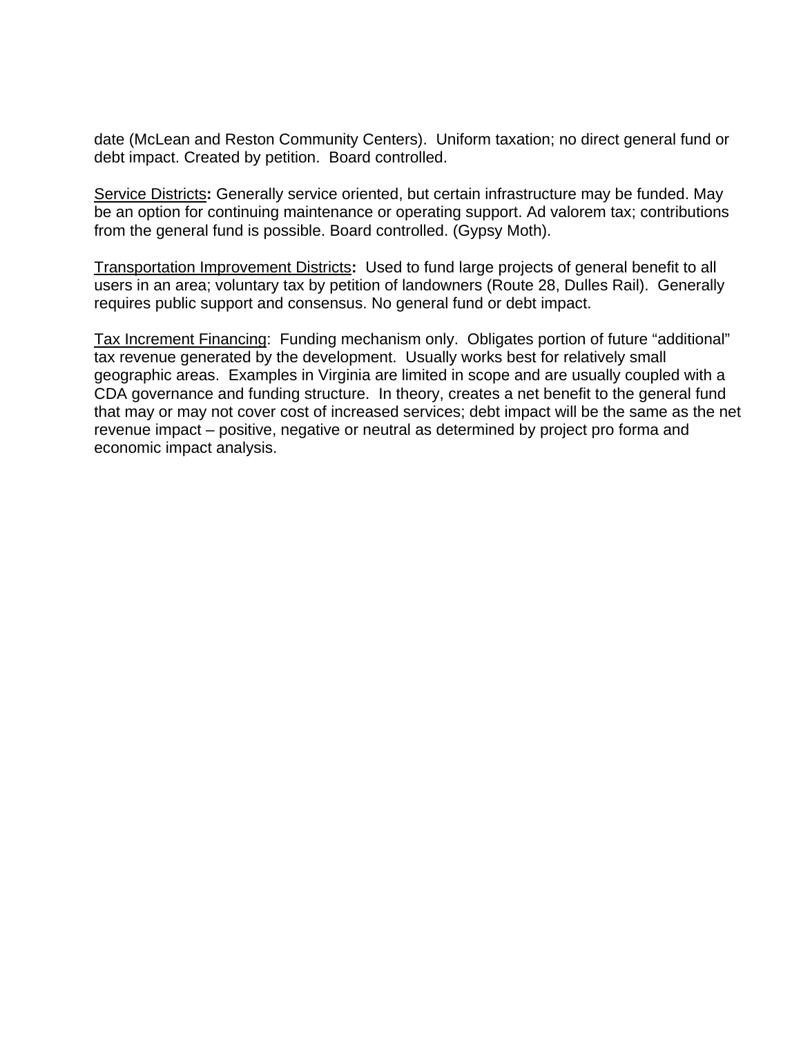date (McLean and Reston Community Centers). Uniform taxation; no direct general fund or debt impact. Created by petition. Board controlled.

<u>Service Districts</u>**:** Generally service oriented, but certain infrastructure may be funded. May be an option for continuing maintenance or operating support. Ad valorem tax; contributions from the general fund is possible. Board controlled. (Gypsy Moth).

<u>Transportation Improvement Districts</u>**:** Used to fund large projects of general benefit to all users in an area; voluntary tax by petition of landowners (Route 28, Dulles Rail). Generally requires public support and consensus. No general fund or debt impact.

<u>Tax Increment Financing</u>: Funding mechanism only. Obligates portion of future "additional" tax revenue generated by the development. Usually works best for relatively small geographic areas. Examples in Virginia are limited in scope and are usually coupled with a CDA governance and funding structure. In theory, creates a net benefit to the general fund that may or may not cover cost of increased services; debt impact will be the same as the net revenue impact – positive, negative or neutral as determined by project pro forma and economic impact analysis.